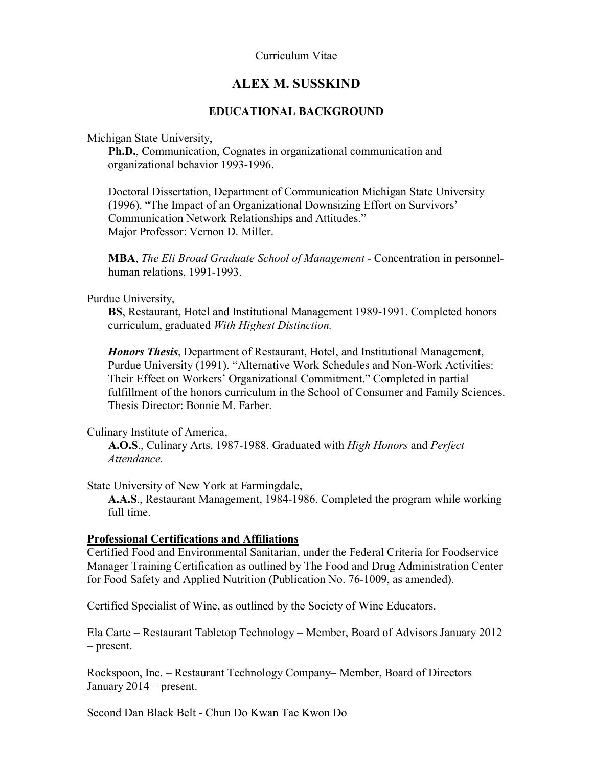Curriculum Vitae

# ALEX M. SUSSKIND

## EDUCATIONAL BACKGROUND

Michigan State University,

**Ph.D.**, Communication, Cognates in organizational communication and organizational behavior 1993-1996.

Doctoral Dissertation, Department of Communication Michigan State University (1996). "The Impact of an Organizational Downsizing Effort on Survivors' Communication Network Relationships and Attitudes." Major Professor: Vernon D. Miller.

**MBA**, *The Eli Broad Graduate School of Management* - Concentration in personnel-human relations, 1991-1993.

Purdue University,

**BS**, Restaurant, Hotel and Institutional Management 1989-1991. Completed honors curriculum, graduated *With Highest Distinction.*

***Honors Thesis***, Department of Restaurant, Hotel, and Institutional Management, Purdue University (1991). "Alternative Work Schedules and Non-Work Activities: Their Effect on Workers' Organizational Commitment." Completed in partial fulfillment of the honors curriculum in the School of Consumer and Family Sciences. Thesis Director: Bonnie M. Farber.

Culinary Institute of America,

**A.O.S.**, Culinary Arts, 1987-1988. Graduated with *High Honors* and *Perfect Attendance.*

State University of New York at Farmingdale,

**A.A.S.**, Restaurant Management, 1984-1986. Completed the program while working full time.

**Professional Certifications and Affiliations**

Certified Food and Environmental Sanitarian, under the Federal Criteria for Foodservice Manager Training Certification as outlined by The Food and Drug Administration Center for Food Safety and Applied Nutrition (Publication No. 76-1009, as amended).

Certified Specialist of Wine, as outlined by the Society of Wine Educators.

Ela Carte – Restaurant Tabletop Technology – Member, Board of Advisors January 2012 – present.

Rockspoon, Inc. – Restaurant Technology Company– Member, Board of Directors January 2014 – present.

Second Dan Black Belt - Chun Do Kwan Tae Kwon Do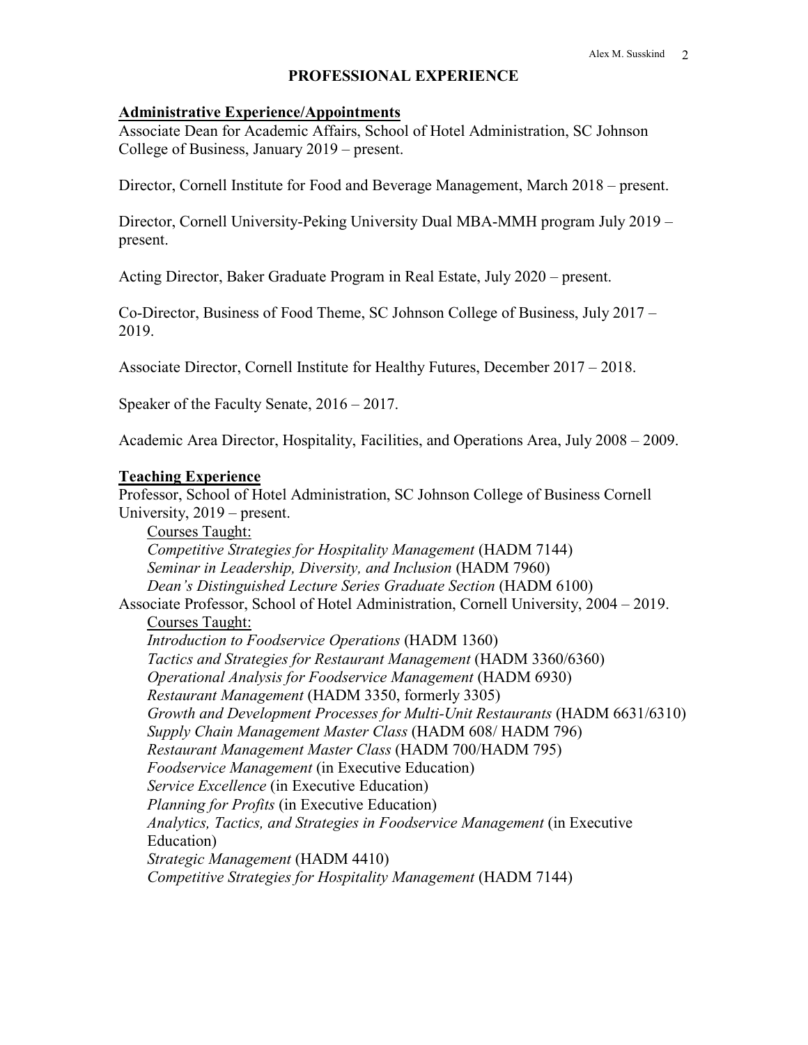## PROFESSIONAL EXPERIENCE

### Administrative Experience/Appointments

Associate Dean for Academic Affairs, School of Hotel Administration, SC Johnson College of Business, January 2019 – present.

Director, Cornell Institute for Food and Beverage Management, March 2018 – present.

Director, Cornell University-Peking University Dual MBA-MMH program July 2019 – present.

Acting Director, Baker Graduate Program in Real Estate, July 2020 – present.

Co-Director, Business of Food Theme, SC Johnson College of Business, July 2017 – 2019.

Associate Director, Cornell Institute for Healthy Futures, December 2017 – 2018.

Speaker of the Faculty Senate, 2016 – 2017.

Academic Area Director, Hospitality, Facilities, and Operations Area, July 2008 – 2009.

### Teaching Experience

Professor, School of Hotel Administration, SC Johnson College of Business Cornell University, 2019 – present.

Courses Taught:

*Competitive Strategies for Hospitality Management* (HADM 7144)
*Seminar in Leadership, Diversity, and Inclusion* (HADM 7960)
*Dean's Distinguished Lecture Series Graduate Section* (HADM 6100)

Associate Professor, School of Hotel Administration, Cornell University, 2004 – 2019.

Courses Taught:

*Introduction to Foodservice Operations* (HADM 1360)
*Tactics and Strategies for Restaurant Management* (HADM 3360/6360)
*Operational Analysis for Foodservice Management* (HADM 6930)
*Restaurant Management* (HADM 3350, formerly 3305)
*Growth and Development Processes for Multi-Unit Restaurants* (HADM 6631/6310)
*Supply Chain Management Master Class* (HADM 608/ HADM 796)
*Restaurant Management Master Class* (HADM 700/HADM 795)
*Foodservice Management* (in Executive Education)
*Service Excellence* (in Executive Education)
*Planning for Profits* (in Executive Education)
*Analytics, Tactics, and Strategies in Foodservice Management* (in Executive Education)
*Strategic Management* (HADM 4410)
*Competitive Strategies for Hospitality Management* (HADM 7144)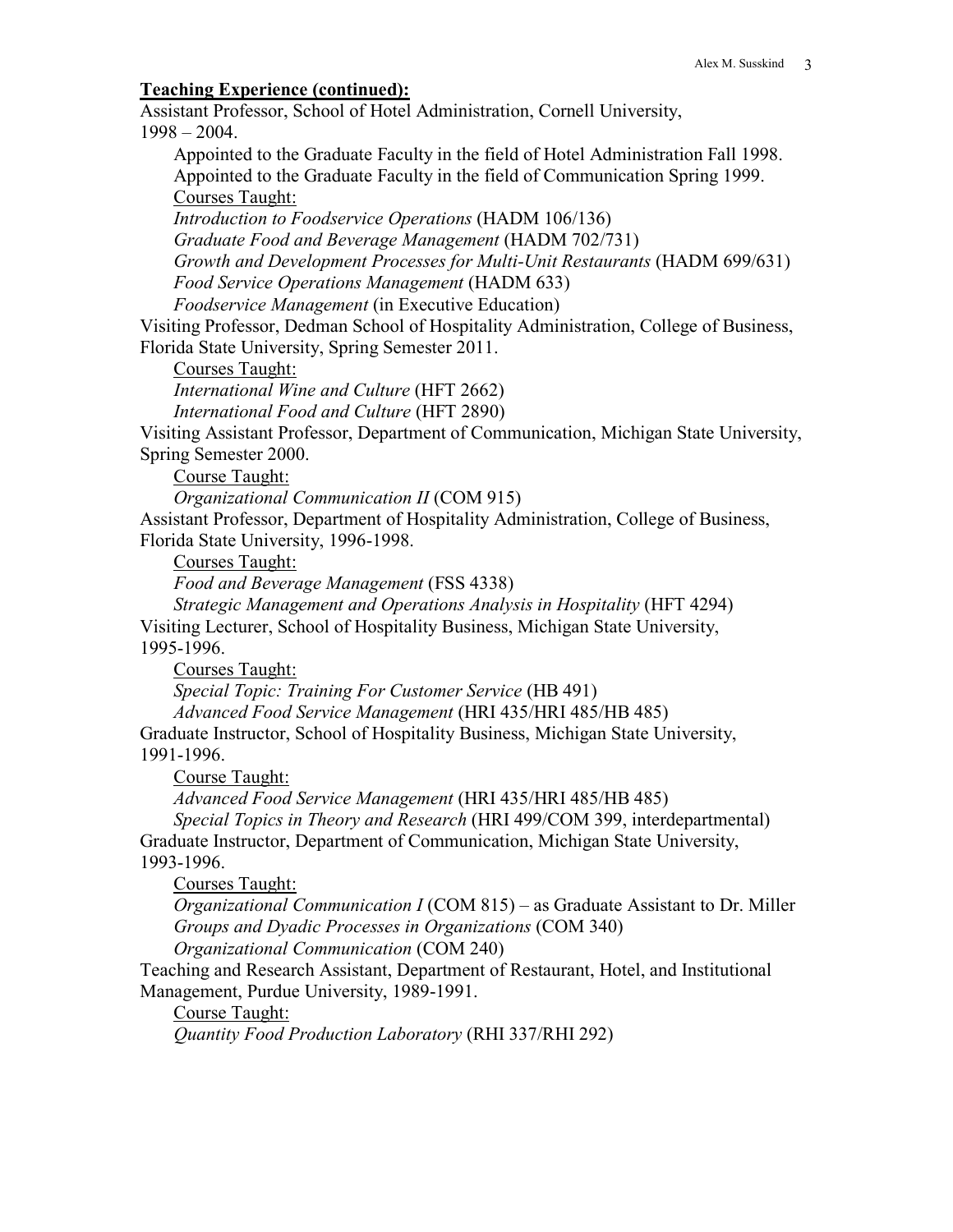**<u>Teaching Experience (continued):</u>**

Assistant Professor, School of Hotel Administration, Cornell University, 1998 – 2004.

Appointed to the Graduate Faculty in the field of Hotel Administration Fall 1998.
Appointed to the Graduate Faculty in the field of Communication Spring 1999.

<u>Courses Taught:</u>

*Introduction to Foodservice Operations* (HADM 106/136)
*Graduate Food and Beverage Management* (HADM 702/731)
*Growth and Development Processes for Multi-Unit Restaurants* (HADM 699/631)
*Food Service Operations Management* (HADM 633)
*Foodservice Management* (in Executive Education)

Visiting Professor, Dedman School of Hospitality Administration, College of Business, Florida State University, Spring Semester 2011.

<u>Courses Taught:</u>

*International Wine and Culture* (HFT 2662)
*International Food and Culture* (HFT 2890)

Visiting Assistant Professor, Department of Communication, Michigan State University, Spring Semester 2000.

<u>Course Taught:</u>

*Organizational Communication II* (COM 915)

Assistant Professor, Department of Hospitality Administration, College of Business, Florida State University, 1996-1998.

<u>Courses Taught:</u>

*Food and Beverage Management* (FSS 4338)
*Strategic Management and Operations Analysis in Hospitality* (HFT 4294)

Visiting Lecturer, School of Hospitality Business, Michigan State University, 1995-1996.

<u>Courses Taught:</u>

*Special Topic: Training For Customer Service* (HB 491)
*Advanced Food Service Management* (HRI 435/HRI 485/HB 485)

Graduate Instructor, School of Hospitality Business, Michigan State University, 1991-1996.

<u>Course Taught:</u>

*Advanced Food Service Management* (HRI 435/HRI 485/HB 485)
*Special Topics in Theory and Research* (HRI 499/COM 399, interdepartmental)

Graduate Instructor, Department of Communication, Michigan State University, 1993-1996.

<u>Courses Taught:</u>

*Organizational Communication I* (COM 815) – as Graduate Assistant to Dr. Miller
*Groups and Dyadic Processes in Organizations* (COM 340)
*Organizational Communication* (COM 240)

Teaching and Research Assistant, Department of Restaurant, Hotel, and Institutional Management, Purdue University, 1989-1991.

<u>Course Taught:</u>

*Quantity Food Production Laboratory* (RHI 337/RHI 292)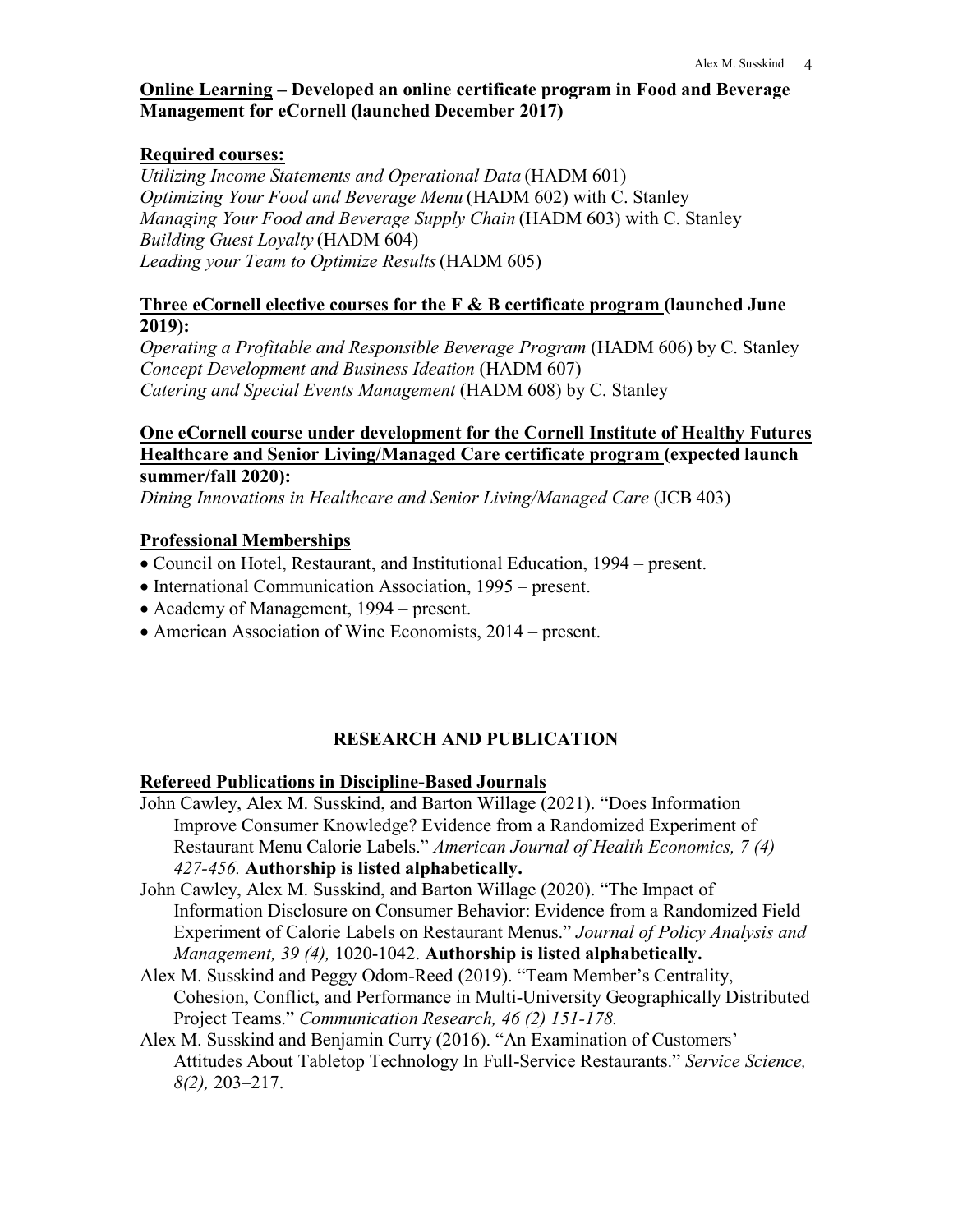**Online Learning – Developed an online certificate program in Food and Beverage Management for eCornell (launched December 2017)**

**Required courses:**

*Utilizing Income Statements and Operational Data* (HADM 601)
*Optimizing Your Food and Beverage Menu* (HADM 602) with C. Stanley
*Managing Your Food and Beverage Supply Chain* (HADM 603) with C. Stanley
*Building Guest Loyalty* (HADM 604)
*Leading your Team to Optimize Results* (HADM 605)

**Three eCornell elective courses for the F & B certificate program (launched June 2019):**

*Operating a Profitable and Responsible Beverage Program* (HADM 606) by C. Stanley
*Concept Development and Business Ideation* (HADM 607)
*Catering and Special Events Management* (HADM 608) by C. Stanley

**One eCornell course under development for the Cornell Institute of Healthy Futures Healthcare and Senior Living/Managed Care certificate program (expected launch summer/fall 2020):**

*Dining Innovations in Healthcare and Senior Living/Managed Care* (JCB 403)

**Professional Memberships**

- Council on Hotel, Restaurant, and Institutional Education, 1994 – present.
- International Communication Association, 1995 – present.
- Academy of Management, 1994 – present.
- American Association of Wine Economists, 2014 – present.

## RESEARCH AND PUBLICATION

**Refereed Publications in Discipline-Based Journals**

John Cawley, Alex M. Susskind, and Barton Willage (2021). "Does Information Improve Consumer Knowledge? Evidence from a Randomized Experiment of Restaurant Menu Calorie Labels." *American Journal of Health Economics, 7 (4) 427-456.* **Authorship is listed alphabetically.**

John Cawley, Alex M. Susskind, and Barton Willage (2020). "The Impact of Information Disclosure on Consumer Behavior: Evidence from a Randomized Field Experiment of Calorie Labels on Restaurant Menus." *Journal of Policy Analysis and Management, 39 (4),* 1020-1042. **Authorship is listed alphabetically.**

Alex M. Susskind and Peggy Odom-Reed (2019). "Team Member's Centrality, Cohesion, Conflict, and Performance in Multi-University Geographically Distributed Project Teams." *Communication Research, 46 (2) 151-178.*

Alex M. Susskind and Benjamin Curry (2016). "An Examination of Customers' Attitudes About Tabletop Technology In Full-Service Restaurants." *Service Science, 8(2),* 203–217.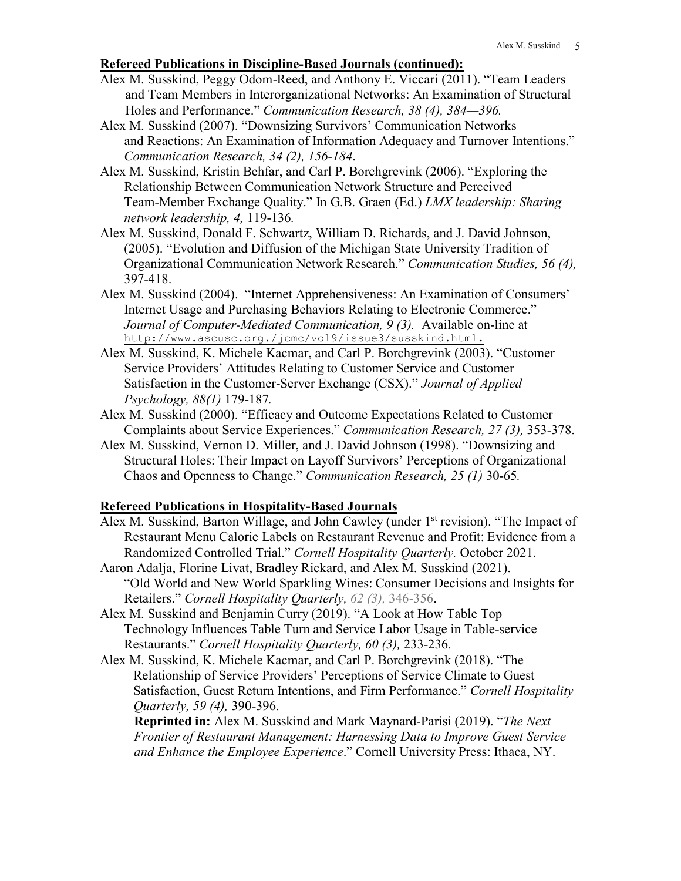**Refereed Publications in Discipline-Based Journals (continued):**

Alex M. Susskind, Peggy Odom-Reed, and Anthony E. Viccari (2011). "Team Leaders and Team Members in Interorganizational Networks: An Examination of Structural Holes and Performance." *Communication Research, 38 (4), 384—396.*

Alex M. Susskind (2007). "Downsizing Survivors' Communication Networks and Reactions: An Examination of Information Adequacy and Turnover Intentions." *Communication Research, 34 (2), 156-184*.

Alex M. Susskind, Kristin Behfar, and Carl P. Borchgrevink (2006). "Exploring the Relationship Between Communication Network Structure and Perceived Team-Member Exchange Quality." In G.B. Graen (Ed.) *LMX leadership: Sharing network leadership, 4,* 119-136*.*

Alex M. Susskind, Donald F. Schwartz, William D. Richards, and J. David Johnson, (2005). "Evolution and Diffusion of the Michigan State University Tradition of Organizational Communication Network Research." *Communication Studies, 56 (4),* 397-418.

Alex M. Susskind (2004). "Internet Apprehensiveness: An Examination of Consumers' Internet Usage and Purchasing Behaviors Relating to Electronic Commerce." *Journal of Computer-Mediated Communication, 9 (3).* Available on-line at http://www.ascusc.org./jcmc/vol9/issue3/susskind.html.

Alex M. Susskind, K. Michele Kacmar, and Carl P. Borchgrevink (2003). "Customer Service Providers' Attitudes Relating to Customer Service and Customer Satisfaction in the Customer-Server Exchange (CSX)." *Journal of Applied Psychology, 88(1)* 179-187*.*

Alex M. Susskind (2000). "Efficacy and Outcome Expectations Related to Customer Complaints about Service Experiences." *Communication Research, 27 (3),* 353-378.

Alex M. Susskind, Vernon D. Miller, and J. David Johnson (1998). "Downsizing and Structural Holes: Their Impact on Layoff Survivors' Perceptions of Organizational Chaos and Openness to Change." *Communication Research, 25 (1)* 30-65*.*

**Refereed Publications in Hospitality-Based Journals**

Alex M. Susskind, Barton Willage, and John Cawley (under 1st revision). "The Impact of Restaurant Menu Calorie Labels on Restaurant Revenue and Profit: Evidence from a Randomized Controlled Trial." *Cornell Hospitality Quarterly.* October 2021.

Aaron Adalja, Florine Livat, Bradley Rickard, and Alex M. Susskind (2021). "Old World and New World Sparkling Wines: Consumer Decisions and Insights for Retailers." *Cornell Hospitality Quarterly, 62 (3),* 346-356.

Alex M. Susskind and Benjamin Curry (2019). "A Look at How Table Top Technology Influences Table Turn and Service Labor Usage in Table-service Restaurants." *Cornell Hospitality Quarterly, 60 (3),* 233-236*.*

Alex M. Susskind, K. Michele Kacmar, and Carl P. Borchgrevink (2018). "The Relationship of Service Providers' Perceptions of Service Climate to Guest Satisfaction, Guest Return Intentions, and Firm Performance." *Cornell Hospitality Quarterly, 59 (4),* 390-396.

**Reprinted in:** Alex M. Susskind and Mark Maynard-Parisi (2019). "*The Next Frontier of Restaurant Management: Harnessing Data to Improve Guest Service and Enhance the Employee Experience*." Cornell University Press: Ithaca, NY.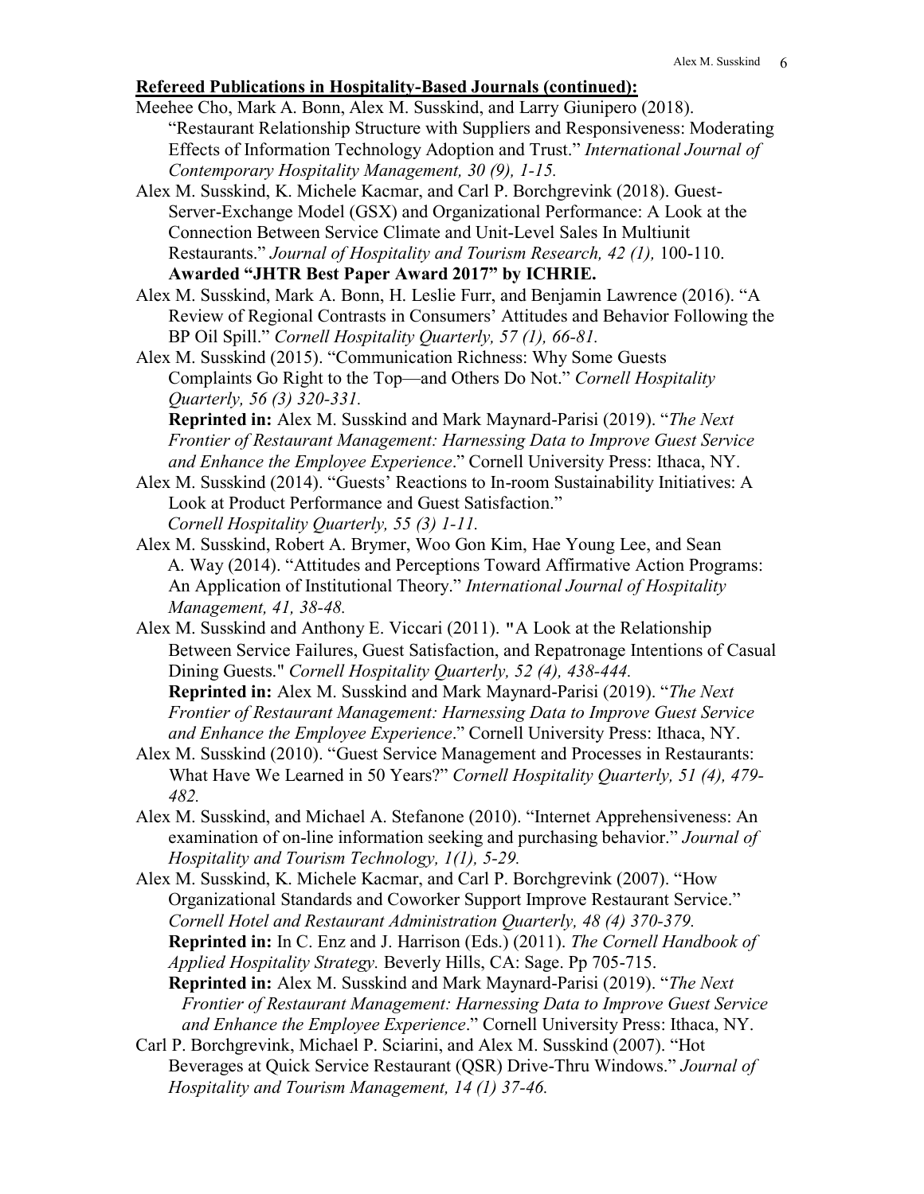**Refereed Publications in Hospitality-Based Journals (continued):**

Meehee Cho, Mark A. Bonn, Alex M. Susskind, and Larry Giunipero (2018). "Restaurant Relationship Structure with Suppliers and Responsiveness: Moderating Effects of Information Technology Adoption and Trust." *International Journal of Contemporary Hospitality Management, 30 (9), 1-15.*

Alex M. Susskind, K. Michele Kacmar, and Carl P. Borchgrevink (2018). Guest-Server-Exchange Model (GSX) and Organizational Performance: A Look at the Connection Between Service Climate and Unit-Level Sales In Multiunit Restaurants." *Journal of Hospitality and Tourism Research, 42 (1),* 100-110. **Awarded "JHTR Best Paper Award 2017" by ICHRIE.**

Alex M. Susskind, Mark A. Bonn, H. Leslie Furr, and Benjamin Lawrence (2016). "A Review of Regional Contrasts in Consumers' Attitudes and Behavior Following the BP Oil Spill." *Cornell Hospitality Quarterly, 57 (1), 66-81.*

Alex M. Susskind (2015). "Communication Richness: Why Some Guests Complaints Go Right to the Top—and Others Do Not." *Cornell Hospitality Quarterly, 56 (3) 320-331.*
**Reprinted in:** Alex M. Susskind and Mark Maynard-Parisi (2019). "*The Next Frontier of Restaurant Management: Harnessing Data to Improve Guest Service and Enhance the Employee Experience*." Cornell University Press: Ithaca, NY.

Alex M. Susskind (2014). "Guests' Reactions to In-room Sustainability Initiatives: A Look at Product Performance and Guest Satisfaction." *Cornell Hospitality Quarterly, 55 (3) 1-11.*

Alex M. Susskind, Robert A. Brymer, Woo Gon Kim, Hae Young Lee, and Sean A. Way (2014). "Attitudes and Perceptions Toward Affirmative Action Programs: An Application of Institutional Theory." *International Journal of Hospitality Management, 41, 38-48.*

Alex M. Susskind and Anthony E. Viccari (2011). "A Look at the Relationship Between Service Failures, Guest Satisfaction, and Repatronage Intentions of Casual Dining Guests." *Cornell Hospitality Quarterly, 52 (4), 438-444.*
**Reprinted in:** Alex M. Susskind and Mark Maynard-Parisi (2019). "*The Next Frontier of Restaurant Management: Harnessing Data to Improve Guest Service and Enhance the Employee Experience*." Cornell University Press: Ithaca, NY.

Alex M. Susskind (2010). "Guest Service Management and Processes in Restaurants: What Have We Learned in 50 Years?" *Cornell Hospitality Quarterly, 51 (4), 479-482.*

Alex M. Susskind, and Michael A. Stefanone (2010). "Internet Apprehensiveness: An examination of on-line information seeking and purchasing behavior." *Journal of Hospitality and Tourism Technology, 1(1), 5-29.*

Alex M. Susskind, K. Michele Kacmar, and Carl P. Borchgrevink (2007). "How Organizational Standards and Coworker Support Improve Restaurant Service." *Cornell Hotel and Restaurant Administration Quarterly, 48 (4) 370-379.*
**Reprinted in:** In C. Enz and J. Harrison (Eds.) (2011). *The Cornell Handbook of Applied Hospitality Strategy.* Beverly Hills, CA: Sage. Pp 705-715.
**Reprinted in:** Alex M. Susskind and Mark Maynard-Parisi (2019). "*The Next Frontier of Restaurant Management: Harnessing Data to Improve Guest Service and Enhance the Employee Experience*." Cornell University Press: Ithaca, NY.

Carl P. Borchgrevink, Michael P. Sciarini, and Alex M. Susskind (2007). "Hot Beverages at Quick Service Restaurant (QSR) Drive-Thru Windows." *Journal of Hospitality and Tourism Management, 14 (1) 37-46.*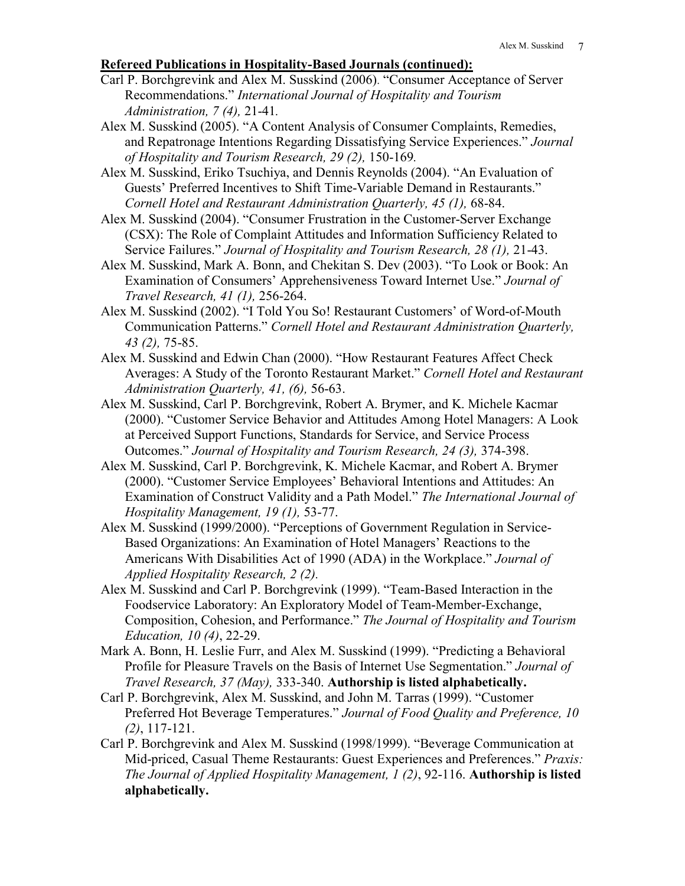**Refereed Publications in Hospitality-Based Journals (continued):**

Carl P. Borchgrevink and Alex M. Susskind (2006). "Consumer Acceptance of Server Recommendations." *International Journal of Hospitality and Tourism Administration, 7 (4),* 21-41.

Alex M. Susskind (2005). "A Content Analysis of Consumer Complaints, Remedies, and Repatronage Intentions Regarding Dissatisfying Service Experiences." *Journal of Hospitality and Tourism Research, 29 (2),* 150-169.

Alex M. Susskind, Eriko Tsuchiya, and Dennis Reynolds (2004). "An Evaluation of Guests' Preferred Incentives to Shift Time-Variable Demand in Restaurants." *Cornell Hotel and Restaurant Administration Quarterly, 45 (1),* 68-84.

Alex M. Susskind (2004). "Consumer Frustration in the Customer-Server Exchange (CSX): The Role of Complaint Attitudes and Information Sufficiency Related to Service Failures." *Journal of Hospitality and Tourism Research, 28 (1),* 21-43.

Alex M. Susskind, Mark A. Bonn, and Chekitan S. Dev (2003). "To Look or Book: An Examination of Consumers' Apprehensiveness Toward Internet Use." *Journal of Travel Research, 41 (1),* 256-264.

Alex M. Susskind (2002). "I Told You So! Restaurant Customers' of Word-of-Mouth Communication Patterns." *Cornell Hotel and Restaurant Administration Quarterly, 43 (2),* 75-85.

Alex M. Susskind and Edwin Chan (2000). "How Restaurant Features Affect Check Averages: A Study of the Toronto Restaurant Market." *Cornell Hotel and Restaurant Administration Quarterly, 41, (6),* 56-63.

Alex M. Susskind, Carl P. Borchgrevink, Robert A. Brymer, and K. Michele Kacmar (2000). "Customer Service Behavior and Attitudes Among Hotel Managers: A Look at Perceived Support Functions, Standards for Service, and Service Process Outcomes." *Journal of Hospitality and Tourism Research, 24 (3),* 374-398.

Alex M. Susskind, Carl P. Borchgrevink, K. Michele Kacmar, and Robert A. Brymer (2000). "Customer Service Employees' Behavioral Intentions and Attitudes: An Examination of Construct Validity and a Path Model." *The International Journal of Hospitality Management, 19 (1),* 53-77.

Alex M. Susskind (1999/2000). "Perceptions of Government Regulation in Service-Based Organizations: An Examination of Hotel Managers' Reactions to the Americans With Disabilities Act of 1990 (ADA) in the Workplace." *Journal of Applied Hospitality Research, 2 (2).*

Alex M. Susskind and Carl P. Borchgrevink (1999). "Team-Based Interaction in the Foodservice Laboratory: An Exploratory Model of Team-Member-Exchange, Composition, Cohesion, and Performance." *The Journal of Hospitality and Tourism Education, 10 (4)*, 22-29.

Mark A. Bonn, H. Leslie Furr, and Alex M. Susskind (1999). "Predicting a Behavioral Profile for Pleasure Travels on the Basis of Internet Use Segmentation." *Journal of Travel Research, 37 (May),* 333-340. **Authorship is listed alphabetically.**

Carl P. Borchgrevink, Alex M. Susskind, and John M. Tarras (1999). "Customer Preferred Hot Beverage Temperatures." *Journal of Food Quality and Preference, 10 (2)*, 117-121.

Carl P. Borchgrevink and Alex M. Susskind (1998/1999). "Beverage Communication at Mid-priced, Casual Theme Restaurants: Guest Experiences and Preferences." *Praxis: The Journal of Applied Hospitality Management, 1 (2)*, 92-116. **Authorship is listed alphabetically.**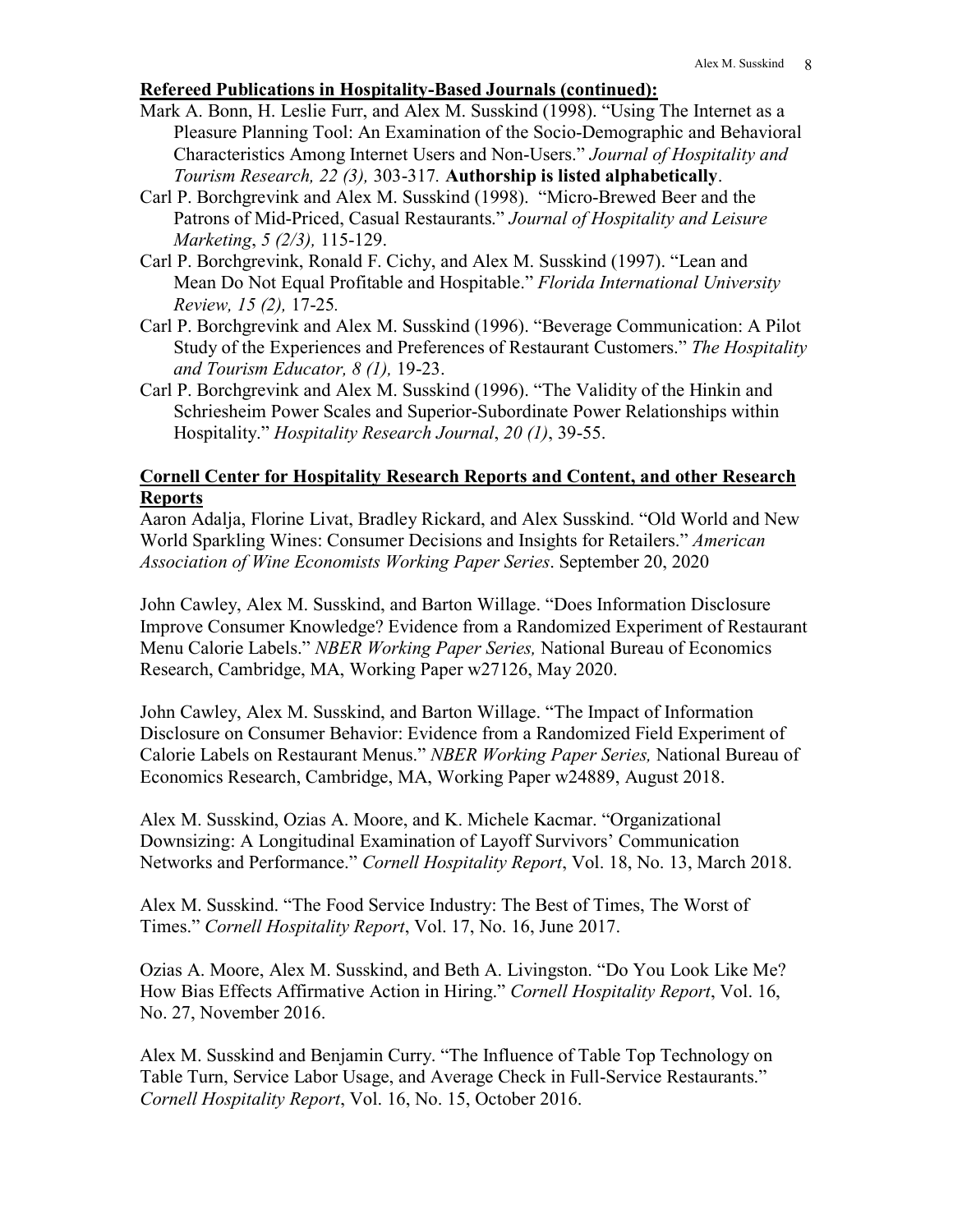**Refereed Publications in Hospitality-Based Journals (continued):**

Mark A. Bonn, H. Leslie Furr, and Alex M. Susskind (1998). "Using The Internet as a Pleasure Planning Tool: An Examination of the Socio-Demographic and Behavioral Characteristics Among Internet Users and Non-Users." *Journal of Hospitality and Tourism Research, 22 (3),* 303-317. **Authorship is listed alphabetically**.

Carl P. Borchgrevink and Alex M. Susskind (1998). "Micro-Brewed Beer and the Patrons of Mid-Priced, Casual Restaurants." *Journal of Hospitality and Leisure Marketing*, *5 (2/3),* 115-129.

Carl P. Borchgrevink, Ronald F. Cichy, and Alex M. Susskind (1997). "Lean and Mean Do Not Equal Profitable and Hospitable." *Florida International University Review, 15 (2),* 17-25.

Carl P. Borchgrevink and Alex M. Susskind (1996). "Beverage Communication: A Pilot Study of the Experiences and Preferences of Restaurant Customers." *The Hospitality and Tourism Educator, 8 (1),* 19-23.

Carl P. Borchgrevink and Alex M. Susskind (1996). "The Validity of the Hinkin and Schriesheim Power Scales and Superior-Subordinate Power Relationships within Hospitality." *Hospitality Research Journal*, *20 (1)*, 39-55.

**Cornell Center for Hospitality Research Reports and Content, and other Research Reports**

Aaron Adalja, Florine Livat, Bradley Rickard, and Alex Susskind. "Old World and New World Sparkling Wines: Consumer Decisions and Insights for Retailers." *American Association of Wine Economists Working Paper Series*. September 20, 2020

John Cawley, Alex M. Susskind, and Barton Willage. "Does Information Disclosure Improve Consumer Knowledge? Evidence from a Randomized Experiment of Restaurant Menu Calorie Labels." *NBER Working Paper Series,* National Bureau of Economics Research, Cambridge, MA, Working Paper w27126, May 2020.

John Cawley, Alex M. Susskind, and Barton Willage. "The Impact of Information Disclosure on Consumer Behavior: Evidence from a Randomized Field Experiment of Calorie Labels on Restaurant Menus." *NBER Working Paper Series,* National Bureau of Economics Research, Cambridge, MA, Working Paper w24889, August 2018.

Alex M. Susskind, Ozias A. Moore, and K. Michele Kacmar. "Organizational Downsizing: A Longitudinal Examination of Layoff Survivors' Communication Networks and Performance." *Cornell Hospitality Report*, Vol. 18, No. 13, March 2018.

Alex M. Susskind. "The Food Service Industry: The Best of Times, The Worst of Times." *Cornell Hospitality Report*, Vol. 17, No. 16, June 2017.

Ozias A. Moore, Alex M. Susskind, and Beth A. Livingston. "Do You Look Like Me? How Bias Effects Affirmative Action in Hiring." *Cornell Hospitality Report*, Vol. 16, No. 27, November 2016.

Alex M. Susskind and Benjamin Curry. "The Influence of Table Top Technology on Table Turn, Service Labor Usage, and Average Check in Full-Service Restaurants." *Cornell Hospitality Report*, Vol. 16, No. 15, October 2016.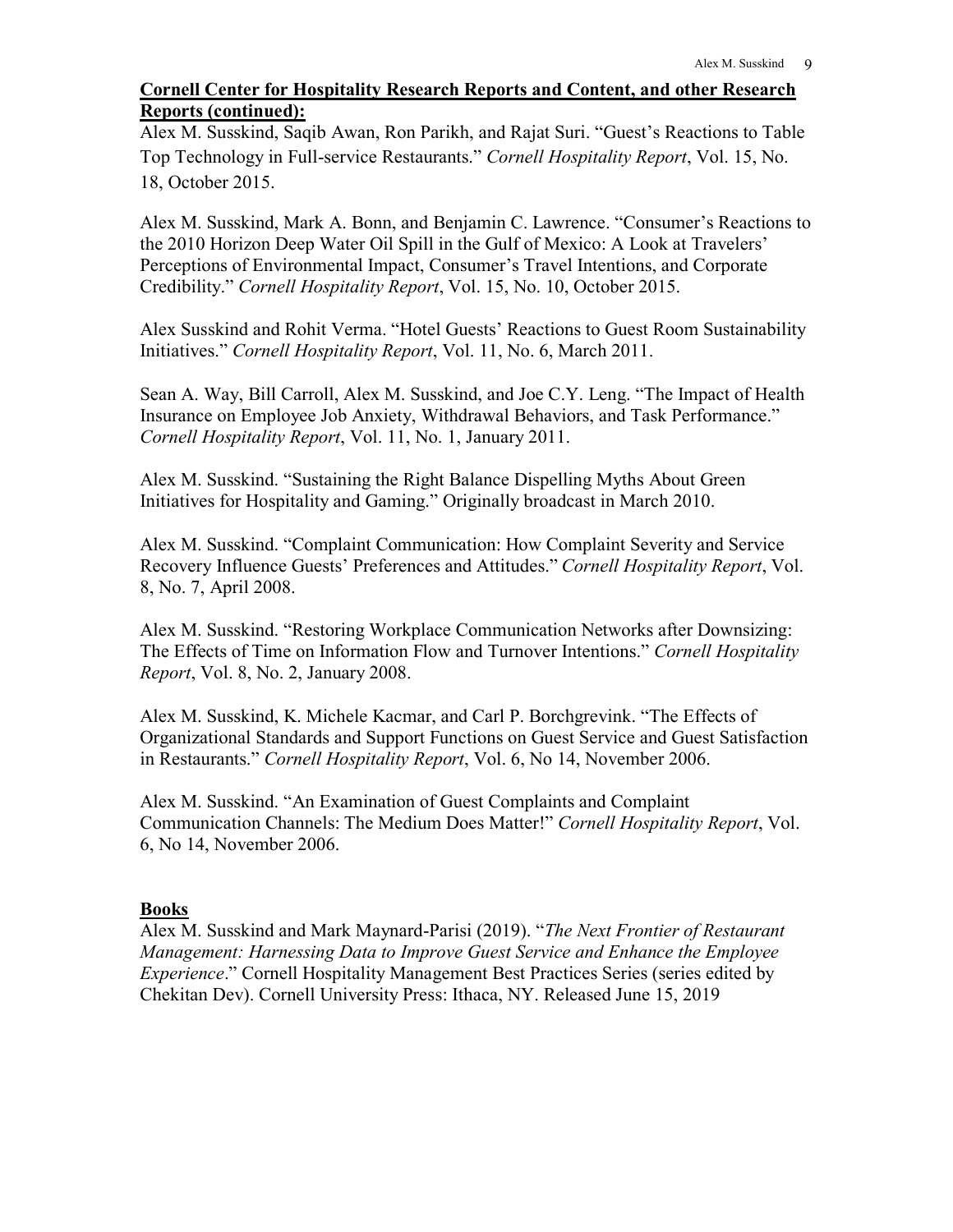**Cornell Center for Hospitality Research Reports and Content, and other Research Reports (continued):**

Alex M. Susskind, Saqib Awan, Ron Parikh, and Rajat Suri. "Guest's Reactions to Table Top Technology in Full-service Restaurants." *Cornell Hospitality Report*, Vol. 15, No. 18, October 2015.

Alex M. Susskind, Mark A. Bonn, and Benjamin C. Lawrence. "Consumer's Reactions to the 2010 Horizon Deep Water Oil Spill in the Gulf of Mexico: A Look at Travelers' Perceptions of Environmental Impact, Consumer's Travel Intentions, and Corporate Credibility." *Cornell Hospitality Report*, Vol. 15, No. 10, October 2015.

Alex Susskind and Rohit Verma. "Hotel Guests' Reactions to Guest Room Sustainability Initiatives." *Cornell Hospitality Report*, Vol. 11, No. 6, March 2011.

Sean A. Way, Bill Carroll, Alex M. Susskind, and Joe C.Y. Leng. "The Impact of Health Insurance on Employee Job Anxiety, Withdrawal Behaviors, and Task Performance." *Cornell Hospitality Report*, Vol. 11, No. 1, January 2011.

Alex M. Susskind. "Sustaining the Right Balance Dispelling Myths About Green Initiatives for Hospitality and Gaming." Originally broadcast in March 2010.

Alex M. Susskind. "Complaint Communication: How Complaint Severity and Service Recovery Influence Guests' Preferences and Attitudes." *Cornell Hospitality Report*, Vol. 8, No. 7, April 2008.

Alex M. Susskind. "Restoring Workplace Communication Networks after Downsizing: The Effects of Time on Information Flow and Turnover Intentions." *Cornell Hospitality Report*, Vol. 8, No. 2, January 2008.

Alex M. Susskind, K. Michele Kacmar, and Carl P. Borchgrevink. "The Effects of Organizational Standards and Support Functions on Guest Service and Guest Satisfaction in Restaurants." *Cornell Hospitality Report*, Vol. 6, No 14, November 2006.

Alex M. Susskind. "An Examination of Guest Complaints and Complaint Communication Channels: The Medium Does Matter!" *Cornell Hospitality Report*, Vol. 6, No 14, November 2006.

**Books**

Alex M. Susskind and Mark Maynard-Parisi (2019). "*The Next Frontier of Restaurant Management: Harnessing Data to Improve Guest Service and Enhance the Employee Experience*." Cornell Hospitality Management Best Practices Series (series edited by Chekitan Dev). Cornell University Press: Ithaca, NY. Released June 15, 2019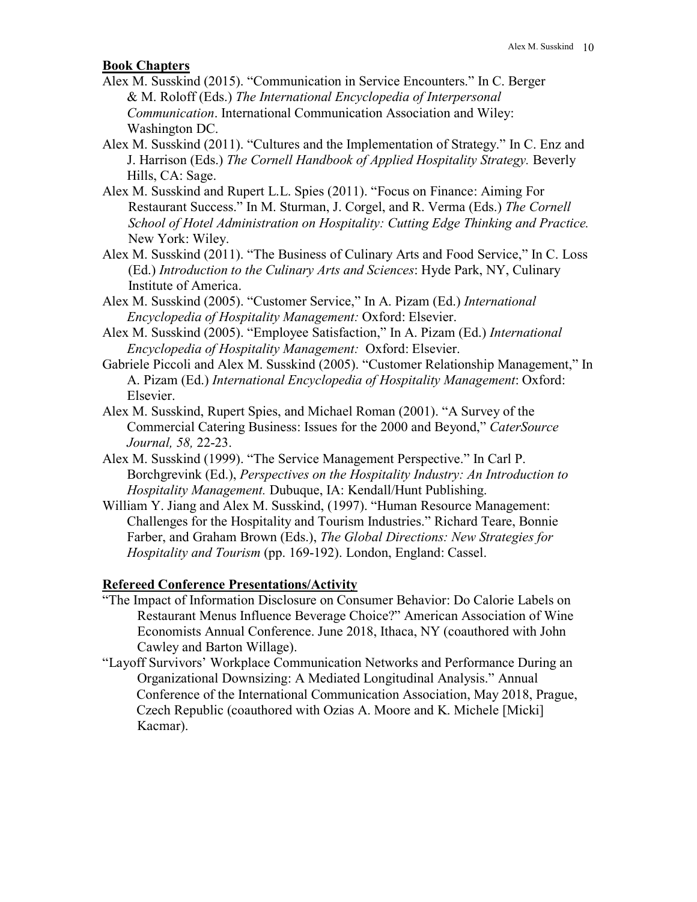## Book Chapters

Alex M. Susskind (2015). "Communication in Service Encounters." In C. Berger & M. Roloff (Eds.) *The International Encyclopedia of Interpersonal Communication*. International Communication Association and Wiley: Washington DC.

Alex M. Susskind (2011). "Cultures and the Implementation of Strategy." In C. Enz and J. Harrison (Eds.) *The Cornell Handbook of Applied Hospitality Strategy.* Beverly Hills, CA: Sage.

Alex M. Susskind and Rupert L.L. Spies (2011). "Focus on Finance: Aiming For Restaurant Success." In M. Sturman, J. Corgel, and R. Verma (Eds.) *The Cornell School of Hotel Administration on Hospitality: Cutting Edge Thinking and Practice.* New York: Wiley.

Alex M. Susskind (2011). "The Business of Culinary Arts and Food Service," In C. Loss (Ed.) *Introduction to the Culinary Arts and Sciences*: Hyde Park, NY, Culinary Institute of America.

Alex M. Susskind (2005). "Customer Service," In A. Pizam (Ed.) *International Encyclopedia of Hospitality Management:* Oxford: Elsevier.

Alex M. Susskind (2005). "Employee Satisfaction," In A. Pizam (Ed.) *International Encyclopedia of Hospitality Management:* Oxford: Elsevier.

Gabriele Piccoli and Alex M. Susskind (2005). "Customer Relationship Management," In A. Pizam (Ed.) *International Encyclopedia of Hospitality Management*: Oxford: Elsevier.

Alex M. Susskind, Rupert Spies, and Michael Roman (2001). "A Survey of the Commercial Catering Business: Issues for the 2000 and Beyond," *CaterSource Journal, 58,* 22-23.

Alex M. Susskind (1999). "The Service Management Perspective." In Carl P. Borchgrevink (Ed.), *Perspectives on the Hospitality Industry: An Introduction to Hospitality Management.* Dubuque, IA: Kendall/Hunt Publishing.

William Y. Jiang and Alex M. Susskind, (1997). "Human Resource Management: Challenges for the Hospitality and Tourism Industries." Richard Teare, Bonnie Farber, and Graham Brown (Eds.), *The Global Directions: New Strategies for Hospitality and Tourism* (pp. 169-192). London, England: Cassel.

## Refereed Conference Presentations/Activity

"The Impact of Information Disclosure on Consumer Behavior: Do Calorie Labels on Restaurant Menus Influence Beverage Choice?" American Association of Wine Economists Annual Conference. June 2018, Ithaca, NY (coauthored with John Cawley and Barton Willage).

"Layoff Survivors' Workplace Communication Networks and Performance During an Organizational Downsizing: A Mediated Longitudinal Analysis." Annual Conference of the International Communication Association, May 2018, Prague, Czech Republic (coauthored with Ozias A. Moore and K. Michele [Micki] Kacmar).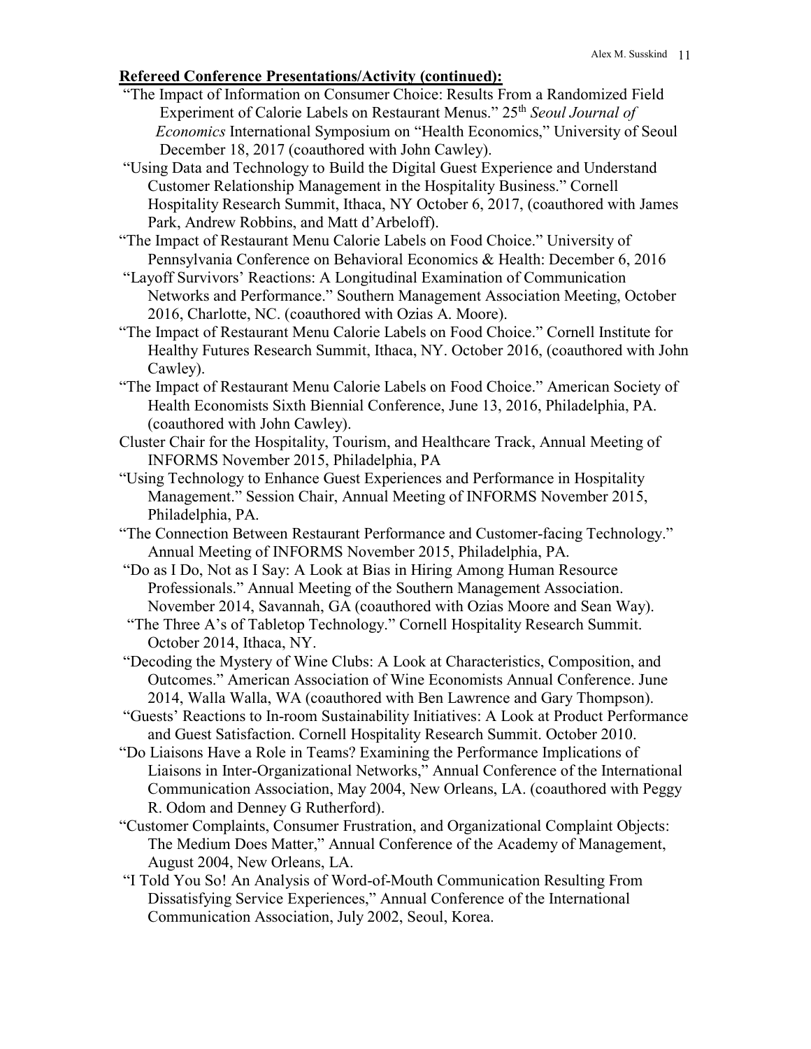**Refereed Conference Presentations/Activity (continued):**

"The Impact of Information on Consumer Choice: Results From a Randomized Field Experiment of Calorie Labels on Restaurant Menus." 25th *Seoul Journal of Economics* International Symposium on "Health Economics," University of Seoul December 18, 2017 (coauthored with John Cawley).

"Using Data and Technology to Build the Digital Guest Experience and Understand Customer Relationship Management in the Hospitality Business." Cornell Hospitality Research Summit, Ithaca, NY October 6, 2017, (coauthored with James Park, Andrew Robbins, and Matt d'Arbeloff).

"The Impact of Restaurant Menu Calorie Labels on Food Choice." University of Pennsylvania Conference on Behavioral Economics & Health: December 6, 2016

"Layoff Survivors' Reactions: A Longitudinal Examination of Communication Networks and Performance." Southern Management Association Meeting, October 2016, Charlotte, NC. (coauthored with Ozias A. Moore).

"The Impact of Restaurant Menu Calorie Labels on Food Choice." Cornell Institute for Healthy Futures Research Summit, Ithaca, NY. October 2016, (coauthored with John Cawley).

"The Impact of Restaurant Menu Calorie Labels on Food Choice." American Society of Health Economists Sixth Biennial Conference, June 13, 2016, Philadelphia, PA. (coauthored with John Cawley).

Cluster Chair for the Hospitality, Tourism, and Healthcare Track, Annual Meeting of INFORMS November 2015, Philadelphia, PA

"Using Technology to Enhance Guest Experiences and Performance in Hospitality Management." Session Chair, Annual Meeting of INFORMS November 2015, Philadelphia, PA.

"The Connection Between Restaurant Performance and Customer-facing Technology." Annual Meeting of INFORMS November 2015, Philadelphia, PA.

"Do as I Do, Not as I Say: A Look at Bias in Hiring Among Human Resource Professionals." Annual Meeting of the Southern Management Association. November 2014, Savannah, GA (coauthored with Ozias Moore and Sean Way).

"The Three A's of Tabletop Technology." Cornell Hospitality Research Summit. October 2014, Ithaca, NY.

"Decoding the Mystery of Wine Clubs: A Look at Characteristics, Composition, and Outcomes." American Association of Wine Economists Annual Conference. June 2014, Walla Walla, WA (coauthored with Ben Lawrence and Gary Thompson).

"Guests' Reactions to In-room Sustainability Initiatives: A Look at Product Performance and Guest Satisfaction. Cornell Hospitality Research Summit. October 2010.

"Do Liaisons Have a Role in Teams? Examining the Performance Implications of Liaisons in Inter-Organizational Networks," Annual Conference of the International Communication Association, May 2004, New Orleans, LA. (coauthored with Peggy R. Odom and Denney G Rutherford).

"Customer Complaints, Consumer Frustration, and Organizational Complaint Objects: The Medium Does Matter," Annual Conference of the Academy of Management, August 2004, New Orleans, LA.

"I Told You So! An Analysis of Word-of-Mouth Communication Resulting From Dissatisfying Service Experiences," Annual Conference of the International Communication Association, July 2002, Seoul, Korea.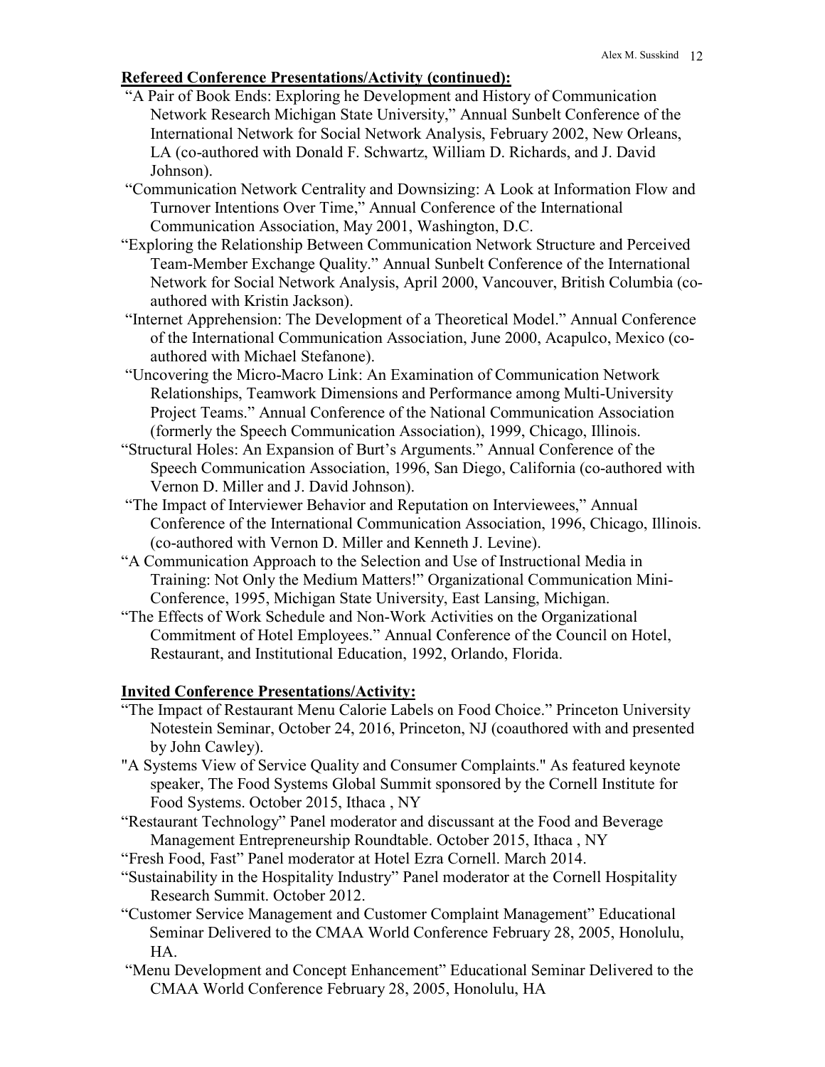**Refereed Conference Presentations/Activity (continued):**

"A Pair of Book Ends: Exploring he Development and History of Communication Network Research Michigan State University," Annual Sunbelt Conference of the International Network for Social Network Analysis, February 2002, New Orleans, LA (co-authored with Donald F. Schwartz, William D. Richards, and J. David Johnson).

"Communication Network Centrality and Downsizing: A Look at Information Flow and Turnover Intentions Over Time," Annual Conference of the International Communication Association, May 2001, Washington, D.C.

"Exploring the Relationship Between Communication Network Structure and Perceived Team-Member Exchange Quality." Annual Sunbelt Conference of the International Network for Social Network Analysis, April 2000, Vancouver, British Columbia (co-authored with Kristin Jackson).

"Internet Apprehension: The Development of a Theoretical Model." Annual Conference of the International Communication Association, June 2000, Acapulco, Mexico (co-authored with Michael Stefanone).

"Uncovering the Micro-Macro Link: An Examination of Communication Network Relationships, Teamwork Dimensions and Performance among Multi-University Project Teams." Annual Conference of the National Communication Association (formerly the Speech Communication Association), 1999, Chicago, Illinois.

"Structural Holes: An Expansion of Burt's Arguments." Annual Conference of the Speech Communication Association, 1996, San Diego, California (co-authored with Vernon D. Miller and J. David Johnson).

"The Impact of Interviewer Behavior and Reputation on Interviewees," Annual Conference of the International Communication Association, 1996, Chicago, Illinois. (co-authored with Vernon D. Miller and Kenneth J. Levine).

"A Communication Approach to the Selection and Use of Instructional Media in Training: Not Only the Medium Matters!" Organizational Communication Mini-Conference, 1995, Michigan State University, East Lansing, Michigan.

"The Effects of Work Schedule and Non-Work Activities on the Organizational Commitment of Hotel Employees." Annual Conference of the Council on Hotel, Restaurant, and Institutional Education, 1992, Orlando, Florida.

**Invited Conference Presentations/Activity:**

"The Impact of Restaurant Menu Calorie Labels on Food Choice." Princeton University Notestein Seminar, October 24, 2016, Princeton, NJ (coauthored with and presented by John Cawley).

"A Systems View of Service Quality and Consumer Complaints." As featured keynote speaker, The Food Systems Global Summit sponsored by the Cornell Institute for Food Systems. October 2015, Ithaca , NY

"Restaurant Technology" Panel moderator and discussant at the Food and Beverage Management Entrepreneurship Roundtable. October 2015, Ithaca , NY

"Fresh Food, Fast" Panel moderator at Hotel Ezra Cornell. March 2014.

"Sustainability in the Hospitality Industry" Panel moderator at the Cornell Hospitality Research Summit. October 2012.

"Customer Service Management and Customer Complaint Management" Educational Seminar Delivered to the CMAA World Conference February 28, 2005, Honolulu, HA.

"Menu Development and Concept Enhancement" Educational Seminar Delivered to the CMAA World Conference February 28, 2005, Honolulu, HA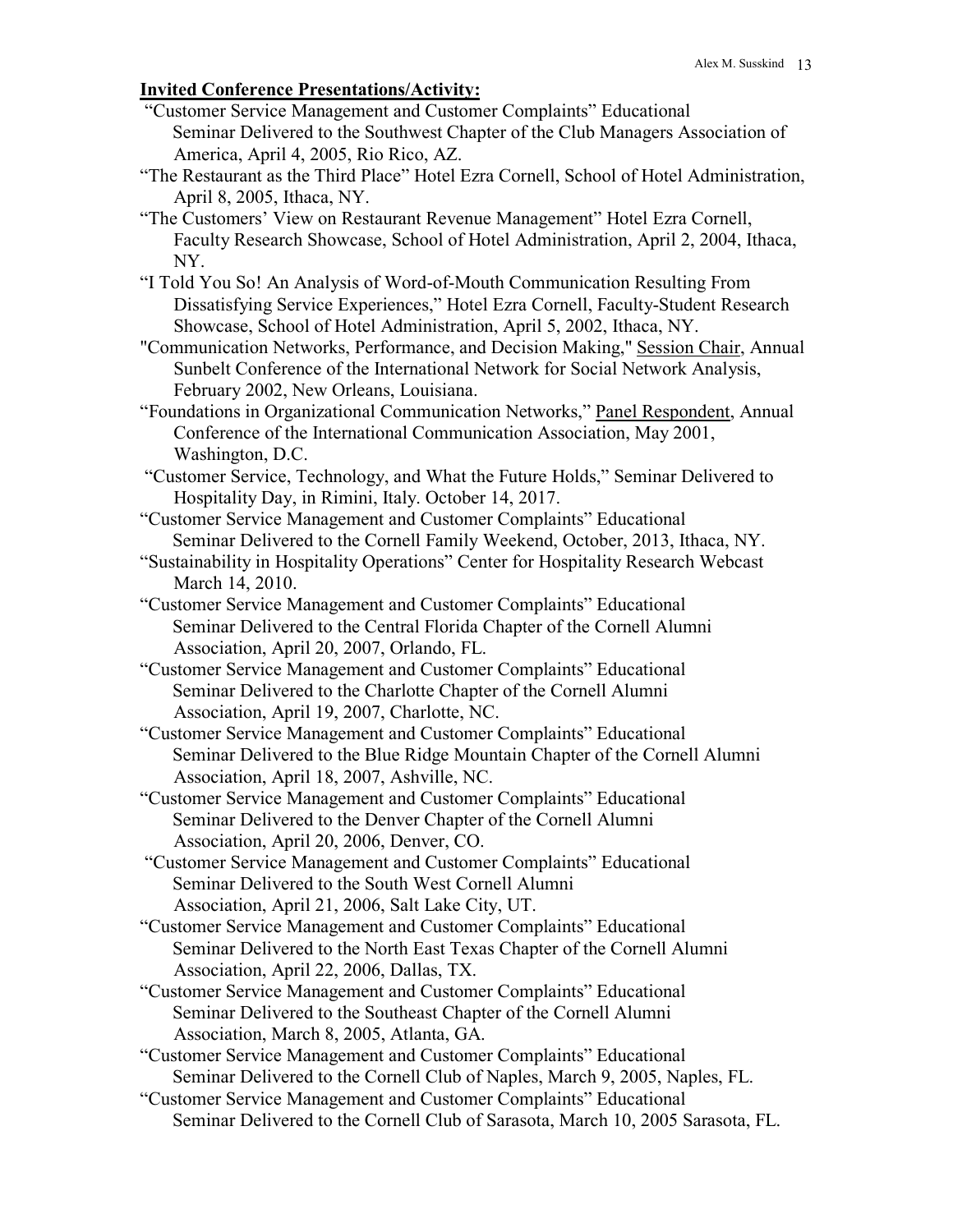**Invited Conference Presentations/Activity:**

"Customer Service Management and Customer Complaints" Educational Seminar Delivered to the Southwest Chapter of the Club Managers Association of America, April 4, 2005, Rio Rico, AZ.

"The Restaurant as the Third Place" Hotel Ezra Cornell, School of Hotel Administration, April 8, 2005, Ithaca, NY.

"The Customers' View on Restaurant Revenue Management" Hotel Ezra Cornell, Faculty Research Showcase, School of Hotel Administration, April 2, 2004, Ithaca, NY.

"I Told You So! An Analysis of Word-of-Mouth Communication Resulting From Dissatisfying Service Experiences," Hotel Ezra Cornell, Faculty-Student Research Showcase, School of Hotel Administration, April 5, 2002, Ithaca, NY.

"Communication Networks, Performance, and Decision Making," Session Chair, Annual Sunbelt Conference of the International Network for Social Network Analysis, February 2002, New Orleans, Louisiana.

"Foundations in Organizational Communication Networks," Panel Respondent, Annual Conference of the International Communication Association, May 2001, Washington, D.C.

"Customer Service, Technology, and What the Future Holds," Seminar Delivered to Hospitality Day, in Rimini, Italy. October 14, 2017.

"Customer Service Management and Customer Complaints" Educational Seminar Delivered to the Cornell Family Weekend, October, 2013, Ithaca, NY.

"Sustainability in Hospitality Operations" Center for Hospitality Research Webcast March 14, 2010.

"Customer Service Management and Customer Complaints" Educational Seminar Delivered to the Central Florida Chapter of the Cornell Alumni Association, April 20, 2007, Orlando, FL.

"Customer Service Management and Customer Complaints" Educational Seminar Delivered to the Charlotte Chapter of the Cornell Alumni Association, April 19, 2007, Charlotte, NC.

"Customer Service Management and Customer Complaints" Educational Seminar Delivered to the Blue Ridge Mountain Chapter of the Cornell Alumni Association, April 18, 2007, Ashville, NC.

"Customer Service Management and Customer Complaints" Educational Seminar Delivered to the Denver Chapter of the Cornell Alumni Association, April 20, 2006, Denver, CO.

"Customer Service Management and Customer Complaints" Educational Seminar Delivered to the South West Cornell Alumni Association, April 21, 2006, Salt Lake City, UT.

"Customer Service Management and Customer Complaints" Educational Seminar Delivered to the North East Texas Chapter of the Cornell Alumni Association, April 22, 2006, Dallas, TX.

"Customer Service Management and Customer Complaints" Educational Seminar Delivered to the Southeast Chapter of the Cornell Alumni Association, March 8, 2005, Atlanta, GA.

"Customer Service Management and Customer Complaints" Educational Seminar Delivered to the Cornell Club of Naples, March 9, 2005, Naples, FL.

"Customer Service Management and Customer Complaints" Educational Seminar Delivered to the Cornell Club of Sarasota, March 10, 2005 Sarasota, FL.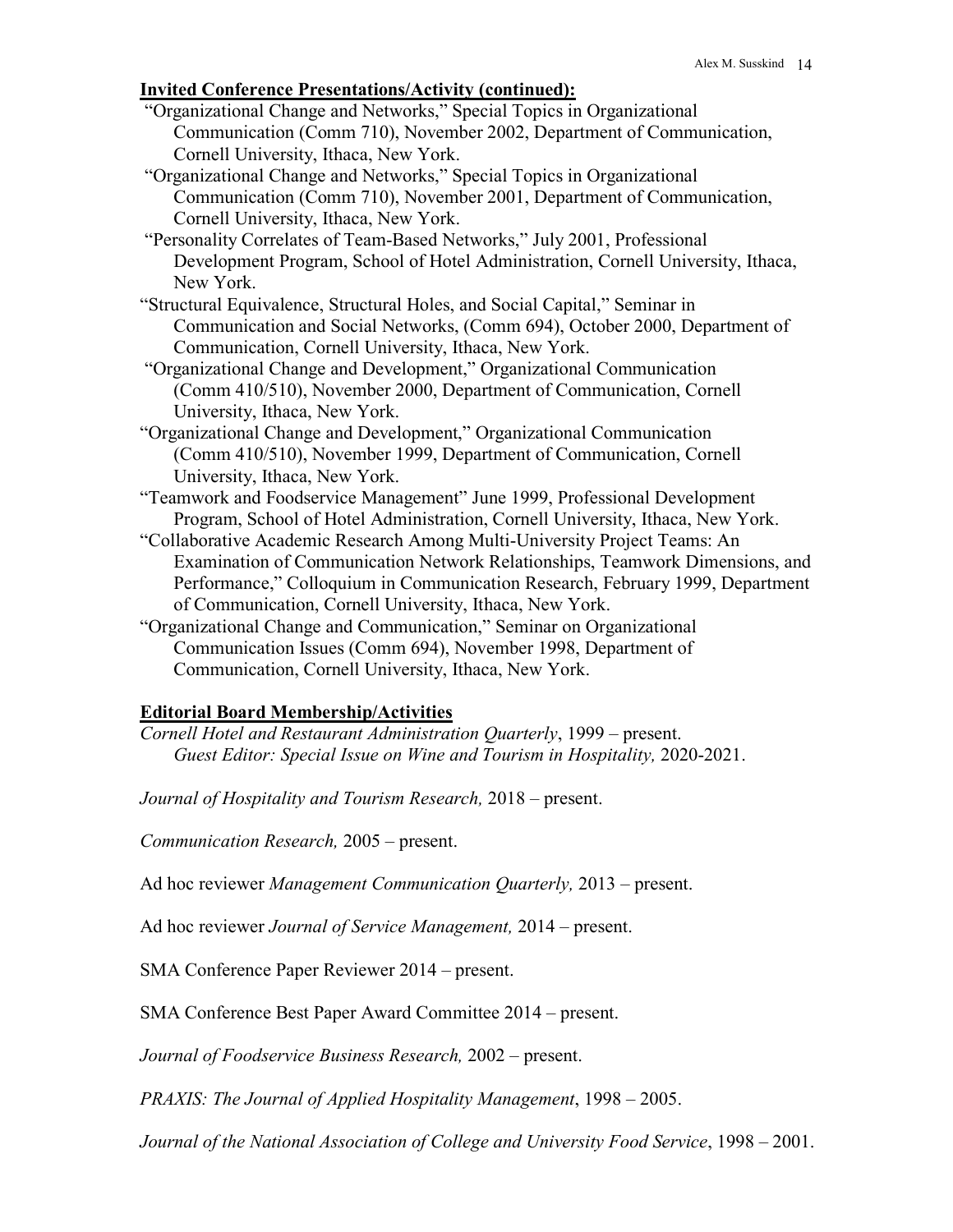**Invited Conference Presentations/Activity (continued):**

"Organizational Change and Networks," Special Topics in Organizational Communication (Comm 710), November 2002, Department of Communication, Cornell University, Ithaca, New York.

"Organizational Change and Networks," Special Topics in Organizational Communication (Comm 710), November 2001, Department of Communication, Cornell University, Ithaca, New York.

"Personality Correlates of Team-Based Networks," July 2001, Professional Development Program, School of Hotel Administration, Cornell University, Ithaca, New York.

"Structural Equivalence, Structural Holes, and Social Capital," Seminar in Communication and Social Networks, (Comm 694), October 2000, Department of Communication, Cornell University, Ithaca, New York.

"Organizational Change and Development," Organizational Communication (Comm 410/510), November 2000, Department of Communication, Cornell University, Ithaca, New York.

"Organizational Change and Development," Organizational Communication (Comm 410/510), November 1999, Department of Communication, Cornell University, Ithaca, New York.

"Teamwork and Foodservice Management" June 1999, Professional Development Program, School of Hotel Administration, Cornell University, Ithaca, New York.

"Collaborative Academic Research Among Multi-University Project Teams: An Examination of Communication Network Relationships, Teamwork Dimensions, and Performance," Colloquium in Communication Research, February 1999, Department of Communication, Cornell University, Ithaca, New York.

"Organizational Change and Communication," Seminar on Organizational Communication Issues (Comm 694), November 1998, Department of Communication, Cornell University, Ithaca, New York.

**Editorial Board Membership/Activities**

*Cornell Hotel and Restaurant Administration Quarterly*, 1999 – present.
*Guest Editor: Special Issue on Wine and Tourism in Hospitality,* 2020-2021.

*Journal of Hospitality and Tourism Research,* 2018 – present.

*Communication Research,* 2005 – present.

Ad hoc reviewer *Management Communication Quarterly,* 2013 – present.

Ad hoc reviewer *Journal of Service Management,* 2014 – present.

SMA Conference Paper Reviewer 2014 – present.

SMA Conference Best Paper Award Committee 2014 – present.

*Journal of Foodservice Business Research,* 2002 – present.

*PRAXIS: The Journal of Applied Hospitality Management*, 1998 – 2005.

*Journal of the National Association of College and University Food Service*, 1998 – 2001.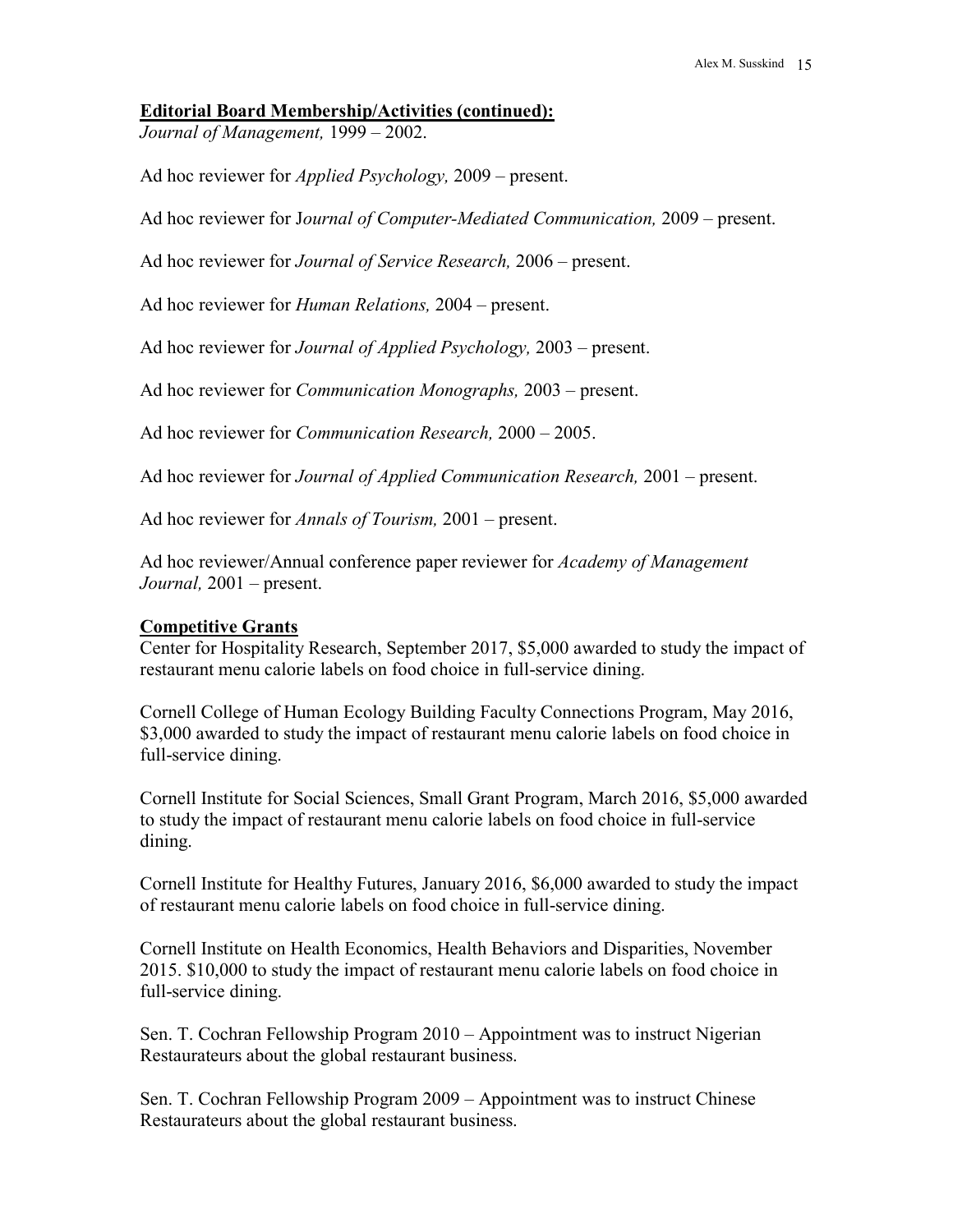**Editorial Board Membership/Activities (continued):**

*Journal of Management,* 1999 – 2002.

Ad hoc reviewer for *Applied Psychology,* 2009 – present.

Ad hoc reviewer for J*ournal of Computer-Mediated Communication,* 2009 – present.

Ad hoc reviewer for *Journal of Service Research,* 2006 – present.

Ad hoc reviewer for *Human Relations,* 2004 – present.

Ad hoc reviewer for *Journal of Applied Psychology,* 2003 – present.

Ad hoc reviewer for *Communication Monographs,* 2003 – present.

Ad hoc reviewer for *Communication Research,* 2000 – 2005.

Ad hoc reviewer for *Journal of Applied Communication Research,* 2001 – present.

Ad hoc reviewer for *Annals of Tourism,* 2001 – present.

Ad hoc reviewer/Annual conference paper reviewer for *Academy of Management Journal,* 2001 – present.

**Competitive Grants**

Center for Hospitality Research, September 2017, $5,000 awarded to study the impact of restaurant menu calorie labels on food choice in full-service dining.

Cornell College of Human Ecology Building Faculty Connections Program, May 2016, $3,000 awarded to study the impact of restaurant menu calorie labels on food choice in full-service dining.

Cornell Institute for Social Sciences, Small Grant Program, March 2016, $5,000 awarded to study the impact of restaurant menu calorie labels on food choice in full-service dining.

Cornell Institute for Healthy Futures, January 2016, $6,000 awarded to study the impact of restaurant menu calorie labels on food choice in full-service dining.

Cornell Institute on Health Economics, Health Behaviors and Disparities, November 2015. $10,000 to study the impact of restaurant menu calorie labels on food choice in full-service dining.

Sen. T. Cochran Fellowship Program 2010 – Appointment was to instruct Nigerian Restaurateurs about the global restaurant business.

Sen. T. Cochran Fellowship Program 2009 – Appointment was to instruct Chinese Restaurateurs about the global restaurant business.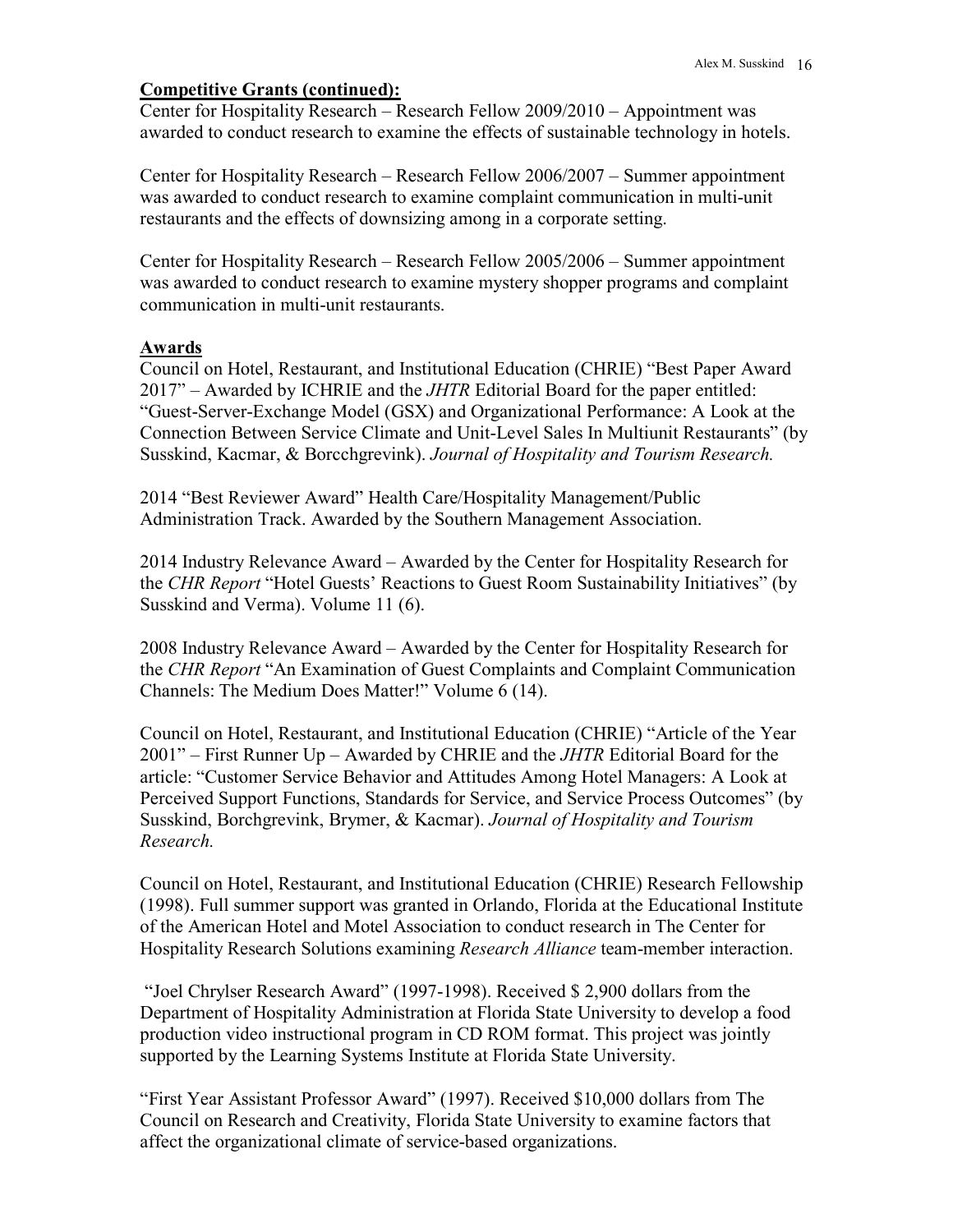**Competitive Grants (continued):**

Center for Hospitality Research – Research Fellow 2009/2010 – Appointment was awarded to conduct research to examine the effects of sustainable technology in hotels.

Center for Hospitality Research – Research Fellow 2006/2007 – Summer appointment was awarded to conduct research to examine complaint communication in multi-unit restaurants and the effects of downsizing among in a corporate setting.

Center for Hospitality Research – Research Fellow 2005/2006 – Summer appointment was awarded to conduct research to examine mystery shopper programs and complaint communication in multi-unit restaurants.

**Awards**

Council on Hotel, Restaurant, and Institutional Education (CHRIE) "Best Paper Award 2017" – Awarded by ICHRIE and the *JHTR* Editorial Board for the paper entitled: "Guest-Server-Exchange Model (GSX) and Organizational Performance: A Look at the Connection Between Service Climate and Unit-Level Sales In Multiunit Restaurants" (by Susskind, Kacmar, & Borcchgrevink). *Journal of Hospitality and Tourism Research.*

2014 "Best Reviewer Award" Health Care/Hospitality Management/Public Administration Track. Awarded by the Southern Management Association.

2014 Industry Relevance Award – Awarded by the Center for Hospitality Research for the *CHR Report* "Hotel Guests' Reactions to Guest Room Sustainability Initiatives" (by Susskind and Verma). Volume 11 (6).

2008 Industry Relevance Award – Awarded by the Center for Hospitality Research for the *CHR Report* "An Examination of Guest Complaints and Complaint Communication Channels: The Medium Does Matter!" Volume 6 (14).

Council on Hotel, Restaurant, and Institutional Education (CHRIE) "Article of the Year 2001" – First Runner Up – Awarded by CHRIE and the *JHTR* Editorial Board for the article: "Customer Service Behavior and Attitudes Among Hotel Managers: A Look at Perceived Support Functions, Standards for Service, and Service Process Outcomes" (by Susskind, Borchgrevink, Brymer, & Kacmar). *Journal of Hospitality and Tourism Research.*

Council on Hotel, Restaurant, and Institutional Education (CHRIE) Research Fellowship (1998). Full summer support was granted in Orlando, Florida at the Educational Institute of the American Hotel and Motel Association to conduct research in The Center for Hospitality Research Solutions examining *Research Alliance* team-member interaction.

"Joel Chrylser Research Award" (1997-1998). Received $ 2,900 dollars from the Department of Hospitality Administration at Florida State University to develop a food production video instructional program in CD ROM format. This project was jointly supported by the Learning Systems Institute at Florida State University.

"First Year Assistant Professor Award" (1997). Received $10,000 dollars from The Council on Research and Creativity, Florida State University to examine factors that affect the organizational climate of service-based organizations.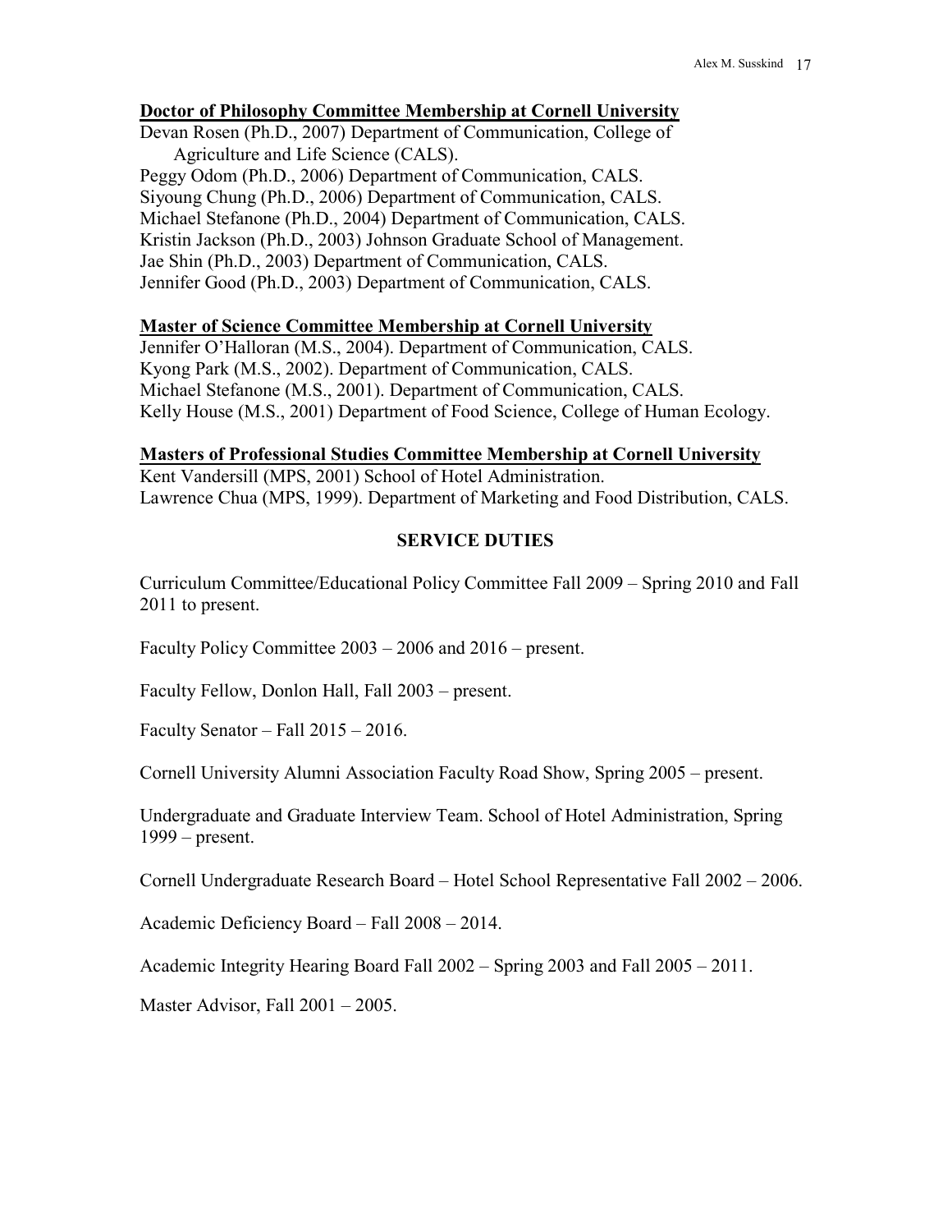**Doctor of Philosophy Committee Membership at Cornell University**

Devan Rosen (Ph.D., 2007) Department of Communication, College of Agriculture and Life Science (CALS).
Peggy Odom (Ph.D., 2006) Department of Communication, CALS.
Siyoung Chung (Ph.D., 2006) Department of Communication, CALS.
Michael Stefanone (Ph.D., 2004) Department of Communication, CALS.
Kristin Jackson (Ph.D., 2003) Johnson Graduate School of Management.
Jae Shin (Ph.D., 2003) Department of Communication, CALS.
Jennifer Good (Ph.D., 2003) Department of Communication, CALS.

**Master of Science Committee Membership at Cornell University**

Jennifer O'Halloran (M.S., 2004). Department of Communication, CALS.
Kyong Park (M.S., 2002). Department of Communication, CALS.
Michael Stefanone (M.S., 2001). Department of Communication, CALS.
Kelly House (M.S., 2001) Department of Food Science, College of Human Ecology.

**Masters of Professional Studies Committee Membership at Cornell University**

Kent Vandersill (MPS, 2001) School of Hotel Administration.
Lawrence Chua (MPS, 1999). Department of Marketing and Food Distribution, CALS.

## SERVICE DUTIES

Curriculum Committee/Educational Policy Committee Fall 2009 – Spring 2010 and Fall 2011 to present.

Faculty Policy Committee 2003 – 2006 and 2016 – present.

Faculty Fellow, Donlon Hall, Fall 2003 – present.

Faculty Senator – Fall 2015 – 2016.

Cornell University Alumni Association Faculty Road Show, Spring 2005 – present.

Undergraduate and Graduate Interview Team. School of Hotel Administration, Spring 1999 – present.

Cornell Undergraduate Research Board – Hotel School Representative Fall 2002 – 2006.

Academic Deficiency Board – Fall 2008 – 2014.

Academic Integrity Hearing Board Fall 2002 – Spring 2003 and Fall 2005 – 2011.

Master Advisor, Fall 2001 – 2005.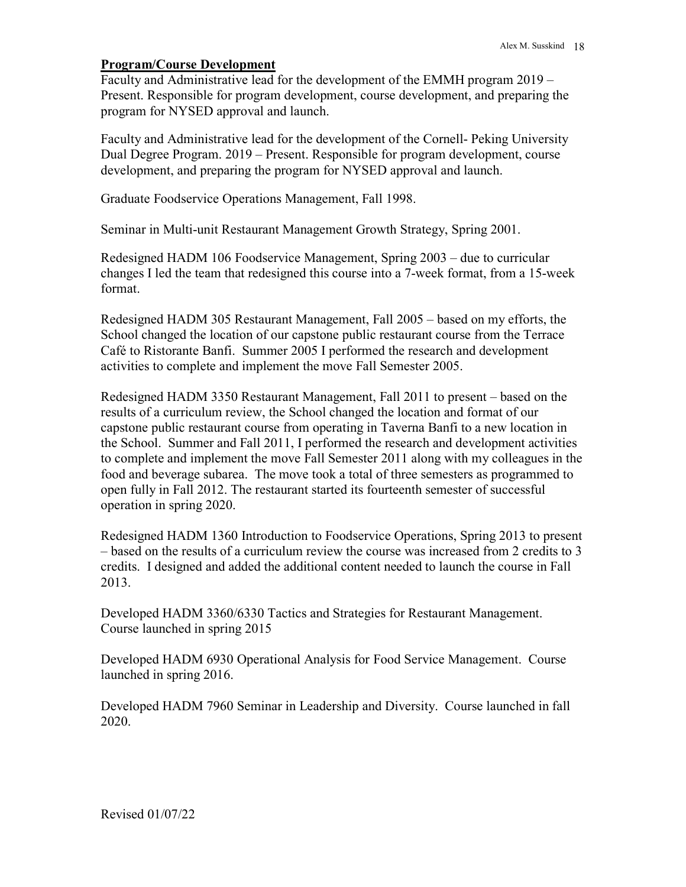## **Program/Course Development**

Faculty and Administrative lead for the development of the EMMH program 2019 – Present. Responsible for program development, course development, and preparing the program for NYSED approval and launch.

Faculty and Administrative lead for the development of the Cornell- Peking University Dual Degree Program. 2019 – Present. Responsible for program development, course development, and preparing the program for NYSED approval and launch.

Graduate Foodservice Operations Management, Fall 1998.

Seminar in Multi-unit Restaurant Management Growth Strategy, Spring 2001.

Redesigned HADM 106 Foodservice Management, Spring 2003 – due to curricular changes I led the team that redesigned this course into a 7-week format, from a 15-week format.

Redesigned HADM 305 Restaurant Management, Fall 2005 – based on my efforts, the School changed the location of our capstone public restaurant course from the Terrace Café to Ristorante Banfi. Summer 2005 I performed the research and development activities to complete and implement the move Fall Semester 2005.

Redesigned HADM 3350 Restaurant Management, Fall 2011 to present – based on the results of a curriculum review, the School changed the location and format of our capstone public restaurant course from operating in Taverna Banfi to a new location in the School. Summer and Fall 2011, I performed the research and development activities to complete and implement the move Fall Semester 2011 along with my colleagues in the food and beverage subarea. The move took a total of three semesters as programmed to open fully in Fall 2012. The restaurant started its fourteenth semester of successful operation in spring 2020.

Redesigned HADM 1360 Introduction to Foodservice Operations, Spring 2013 to present – based on the results of a curriculum review the course was increased from 2 credits to 3 credits. I designed and added the additional content needed to launch the course in Fall 2013.

Developed HADM 3360/6330 Tactics and Strategies for Restaurant Management. Course launched in spring 2015

Developed HADM 6930 Operational Analysis for Food Service Management. Course launched in spring 2016.

Developed HADM 7960 Seminar in Leadership and Diversity. Course launched in fall 2020.

Revised 01/07/22